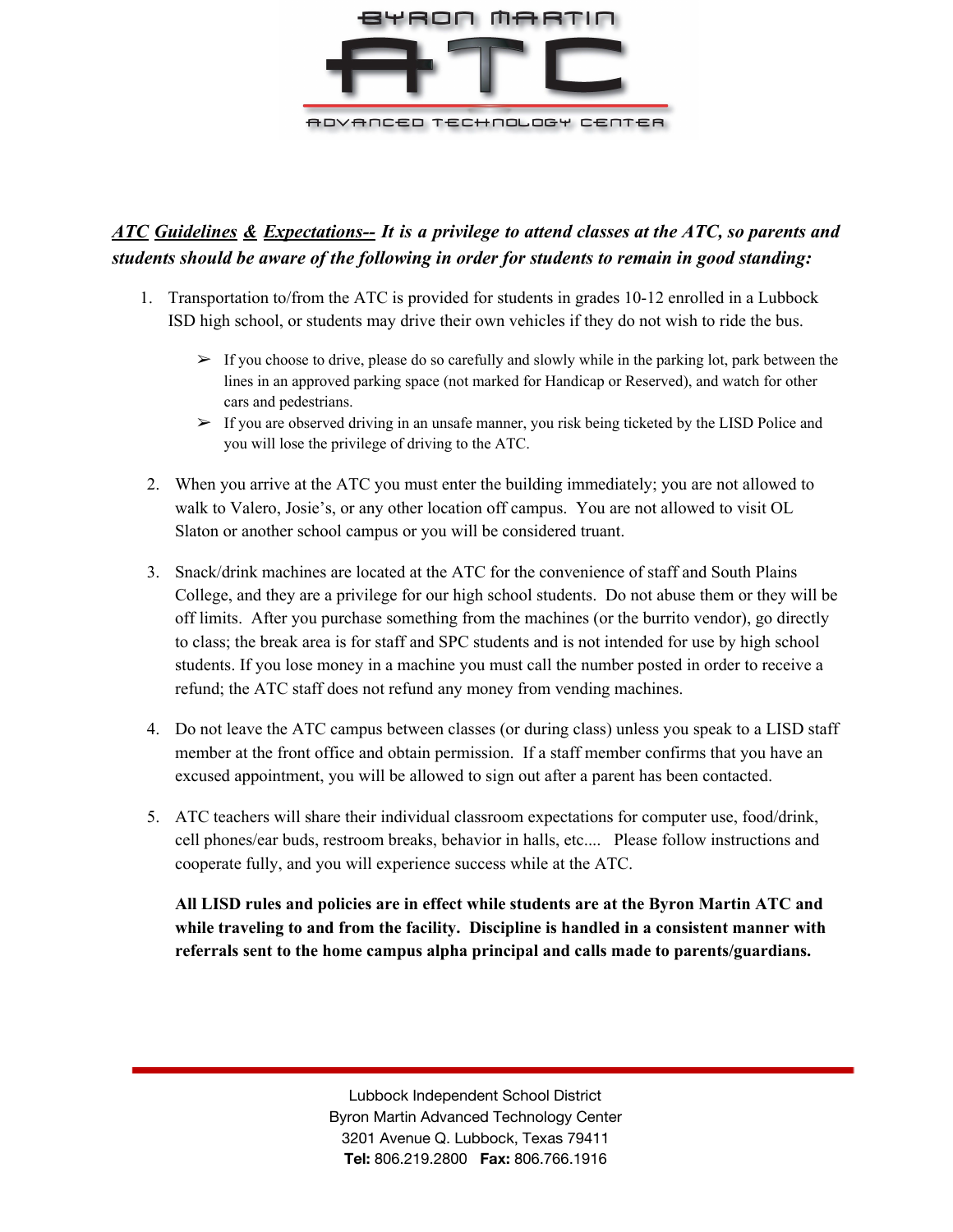# BYRON MARTIN ATC

ADVANCED TECHNOLOGY CENTER

***ATC Guidelines & Expectations-- It is a privilege to attend classes at the ATC, so parents and students should be aware of the following in order for students to remain in good standing:***

1. Transportation to/from the ATC is provided for students in grades 10-12 enrolled in a Lubbock ISD high school, or students may drive their own vehicles if they do not wish to ride the bus.

   - If you choose to drive, please do so carefully and slowly while in the parking lot, park between the lines in an approved parking space (not marked for Handicap or Reserved), and watch for other cars and pedestrians.
   - If you are observed driving in an unsafe manner, you risk being ticketed by the LISD Police and you will lose the privilege of driving to the ATC.

2. When you arrive at the ATC you must enter the building immediately; you are not allowed to walk to Valero, Josie's, or any other location off campus. You are not allowed to visit OL Slaton or another school campus or you will be considered truant.

3. Snack/drink machines are located at the ATC for the convenience of staff and South Plains College, and they are a privilege for our high school students. Do not abuse them or they will be off limits. After you purchase something from the machines (or the burrito vendor), go directly to class; the break area is for staff and SPC students and is not intended for use by high school students. If you lose money in a machine you must call the number posted in order to receive a refund; the ATC staff does not refund any money from vending machines.

4. Do not leave the ATC campus between classes (or during class) unless you speak to a LISD staff member at the front office and obtain permission. If a staff member confirms that you have an excused appointment, you will be allowed to sign out after a parent has been contacted.

5. ATC teachers will share their individual classroom expectations for computer use, food/drink, cell phones/ear buds, restroom breaks, behavior in halls, etc.... Please follow instructions and cooperate fully, and you will experience success while at the ATC.

   **All LISD rules and policies are in effect while students are at the Byron Martin ATC and while traveling to and from the facility. Discipline is handled in a consistent manner with referrals sent to the home campus alpha principal and calls made to parents/guardians.**

Lubbock Independent School District
Byron Martin Advanced Technology Center
3201 Avenue Q. Lubbock, Texas 79411
**Tel:** 806.219.2800 **Fax:** 806.766.1916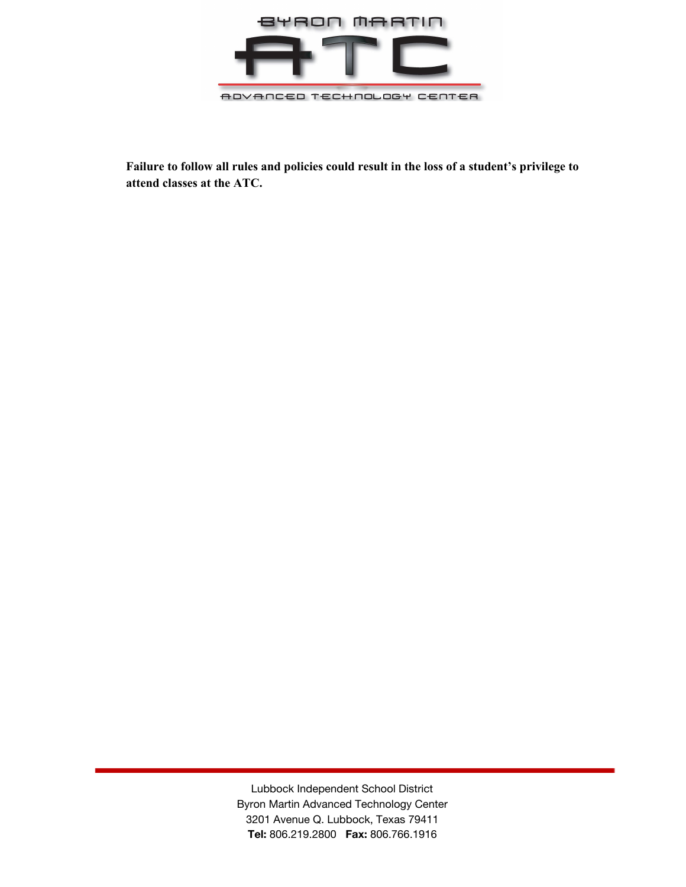**Failure to follow all rules and policies could result in the loss of a student's privilege to attend classes at the ATC.**